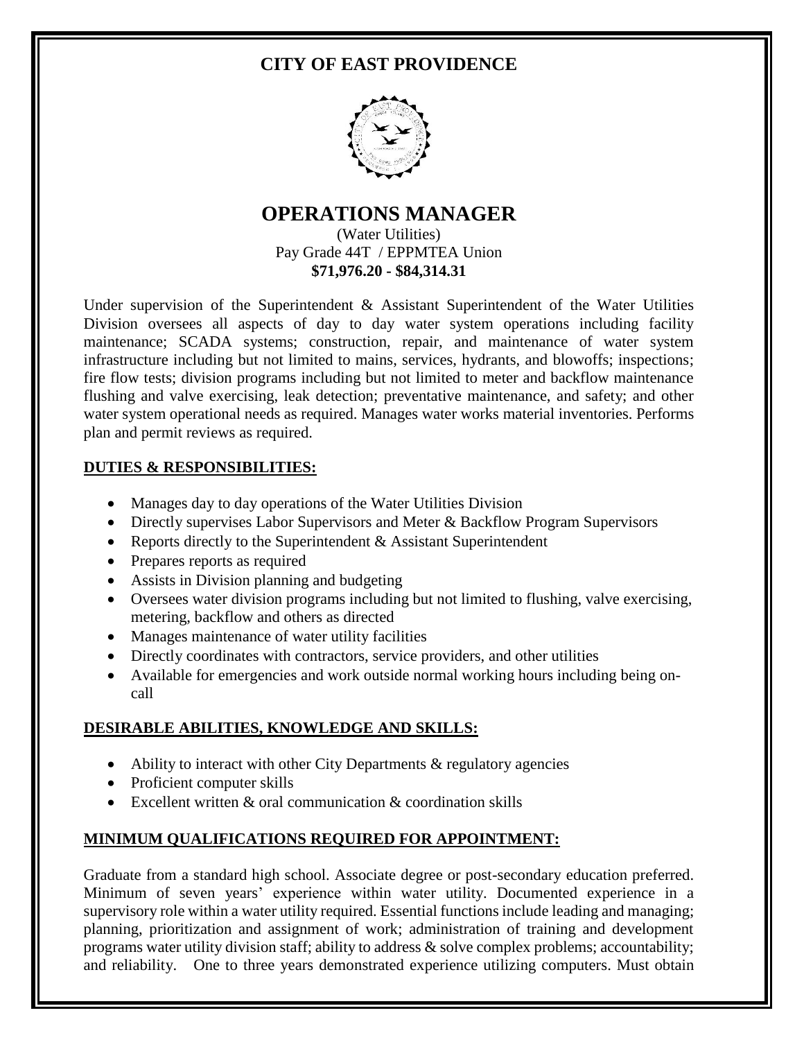# CITY OF EAST PROVIDENCE

## OPERATIONS MANAGER

(Water Utilities)
Pay Grade 44T / EPPMTEA Union
**$71,976.20 - $84,314.31**

Under supervision of the Superintendent & Assistant Superintendent of the Water Utilities Division oversees all aspects of day to day water system operations including facility maintenance; SCADA systems; construction, repair, and maintenance of water system infrastructure including but not limited to mains, services, hydrants, and blowoffs; inspections; fire flow tests; division programs including but not limited to meter and backflow maintenance flushing and valve exercising, leak detection; preventative maintenance, and safety; and other water system operational needs as required. Manages water works material inventories. Performs plan and permit reviews as required.

### DUTIES & RESPONSIBILITIES:

- Manages day to day operations of the Water Utilities Division
- Directly supervises Labor Supervisors and Meter & Backflow Program Supervisors
- Reports directly to the Superintendent & Assistant Superintendent
- Prepares reports as required
- Assists in Division planning and budgeting
- Oversees water division programs including but not limited to flushing, valve exercising, metering, backflow and others as directed
- Manages maintenance of water utility facilities
- Directly coordinates with contractors, service providers, and other utilities
- Available for emergencies and work outside normal working hours including being on-call

### DESIRABLE ABILITIES, KNOWLEDGE AND SKILLS:

- Ability to interact with other City Departments & regulatory agencies
- Proficient computer skills
- Excellent written & oral communication & coordination skills

### MINIMUM QUALIFICATIONS REQUIRED FOR APPOINTMENT:

Graduate from a standard high school. Associate degree or post-secondary education preferred. Minimum of seven years' experience within water utility. Documented experience in a supervisory role within a water utility required. Essential functions include leading and managing; planning, prioritization and assignment of work; administration of training and development programs water utility division staff; ability to address & solve complex problems; accountability; and reliability. One to three years demonstrated experience utilizing computers. Must obtain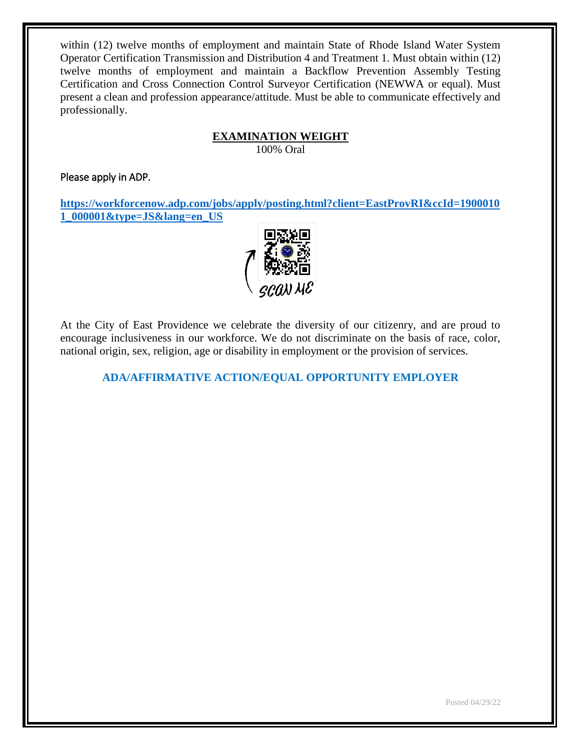within (12) twelve months of employment and maintain State of Rhode Island Water System Operator Certification Transmission and Distribution 4 and Treatment 1. Must obtain within (12) twelve months of employment and maintain a Backflow Prevention Assembly Testing Certification and Cross Connection Control Surveyor Certification (NEWWA or equal). Must present a clean and profession appearance/attitude. Must be able to communicate effectively and professionally.

**EXAMINATION WEIGHT**

100% Oral

Please apply in ADP.

**[https://workforcenow.adp.com/jobs/apply/posting.html?client=EastProvRI&ccId=19000101_000001&type=JS&lang=en_US](https://workforcenow.adp.com/jobs/apply/posting.html?client=EastProvRI&ccId=19000101_000001&type=JS&lang=en_US)**

SCAN ME

At the City of East Providence we celebrate the diversity of our citizenry, and are proud to encourage inclusiveness in our workforce. We do not discriminate on the basis of race, color, national origin, sex, religion, age or disability in employment or the provision of services.

**ADA/AFFIRMATIVE ACTION/EQUAL OPPORTUNITY EMPLOYER**

Posted 04/29/22